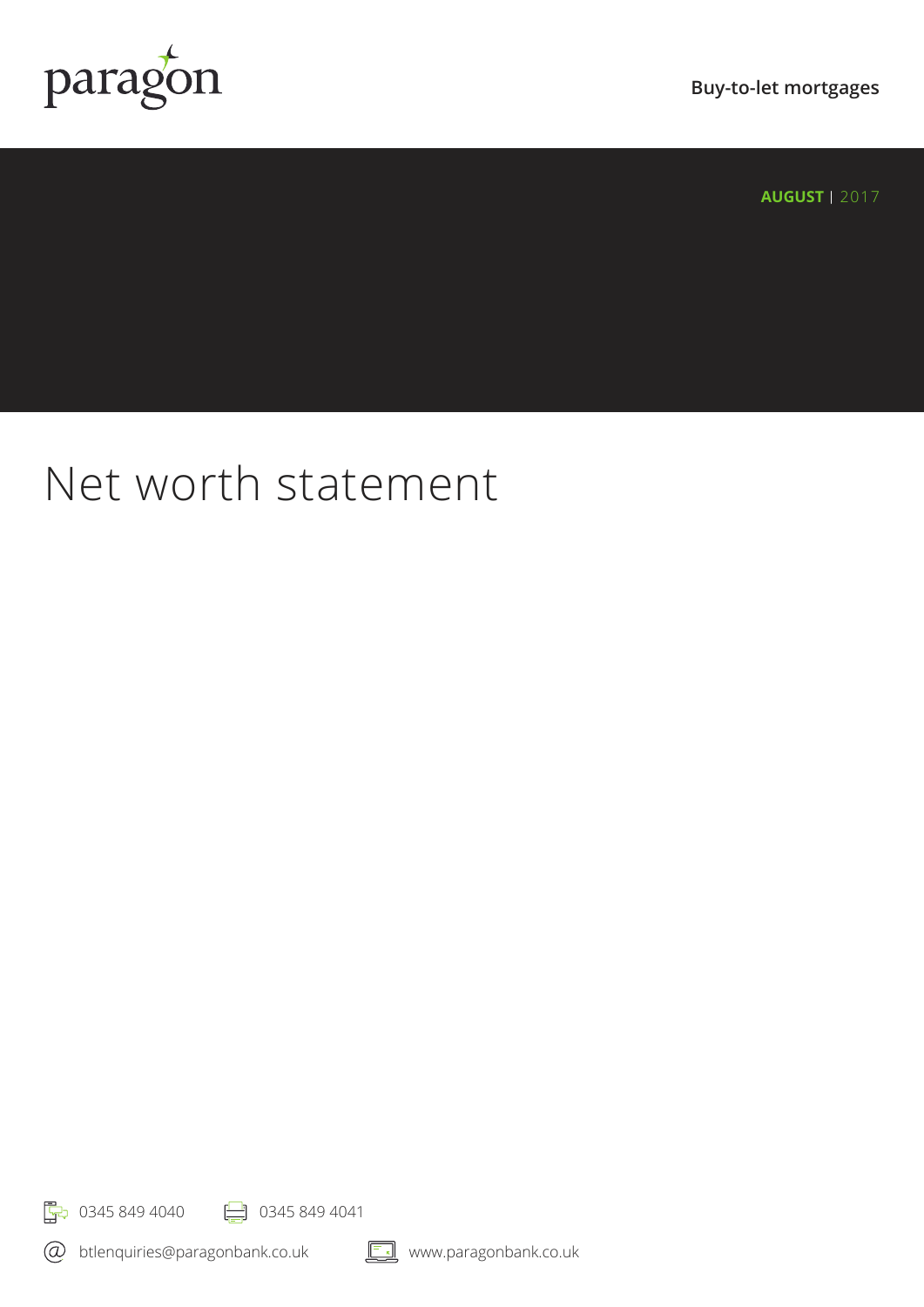paragon

Buy-to-let mortgages

**AUGUST** | 2017

# Net worth statement

0345 849 4040 0345 849 4041

btlenquiries@paragonbank.co.uk www.paragonbank.co.uk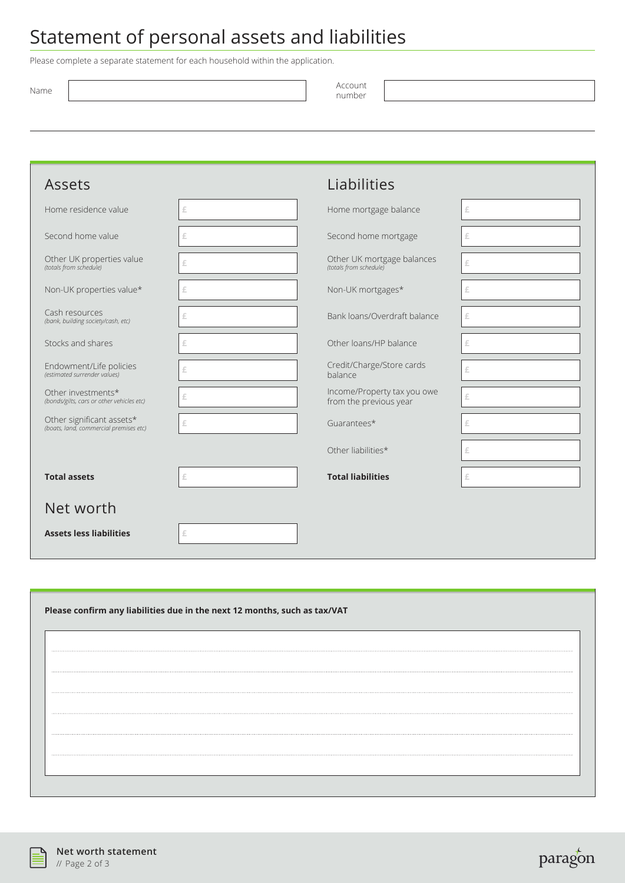# Statement of personal assets and liabilities

Please complete a separate statement for each household within the application.

| Name | | Account number | |
|---|---|---|---|

## Assets

| Assets | |
|---|---|
| Home residence value | £ |
| Second home value | £ |
| Other UK properties value *(totals from schedule)* | £ |
| Non-UK properties value* | £ |
| Cash resources *(bank, building society/cash, etc)* | £ |
| Stocks and shares | £ |
| Endowment/Life policies *(estimated surrender values)* | £ |
| Other investments* *(bonds/gilts, cars or other vehicles etc)* | £ |
| Other significant assets* *(boats, land, commercial premises etc)* | £ |
| **Total assets** | £ |

## Liabilities

| Liabilities | |
|---|---|
| Home mortgage balance | £ |
| Second home mortgage | £ |
| Other UK mortgage balances *(totals from schedule)* | £ |
| Non-UK mortgages* | £ |
| Bank loans/Overdraft balance | £ |
| Other loans/HP balance | £ |
| Credit/Charge/Store cards balance | £ |
| Income/Property tax you owe from the previous year | £ |
| Guarantees* | £ |
| Other liabilities* | £ |
| **Total liabilities** | £ |

## Net worth

| | |
|---|---|
| **Assets less liabilities** | £ |

**Please confirm any liabilities due in the next 12 months, such as tax/VAT**

..............................................................................................................................

..............................................................................................................................

..............................................................................................................................

..............................................................................................................................

..............................................................................................................................

..............................................................................................................................

**Net worth statement**

paragon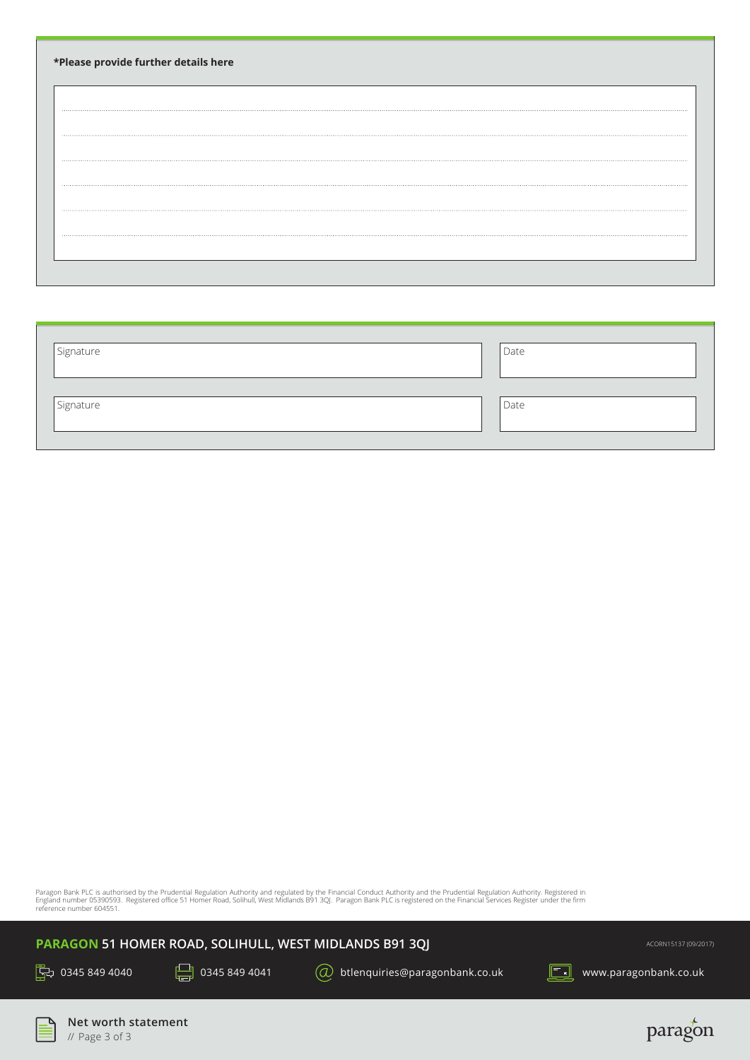**\*Please provide further details here**

| | |
|---|---|
| Signature | Date |
| Signature | Date |

Paragon Bank PLC is authorised by the Prudential Regulation Authority and regulated by the Financial Conduct Authority and the Prudential Regulation Authority. Registered in England number 05390593. Registered office 51 Homer Road, Solihull, West Midlands B91 3QJ. Paragon Bank PLC is registered on the Financial Services Register under the firm reference number 604551.

**PARAGON 51 HOMER ROAD, SOLIHULL, WEST MIDLANDS B91 3QJ**

ACORN15137 (09/2017)

0345 849 4040 | 0345 849 4041 | btlenquiries@paragonbank.co.uk | www.paragonbank.co.uk